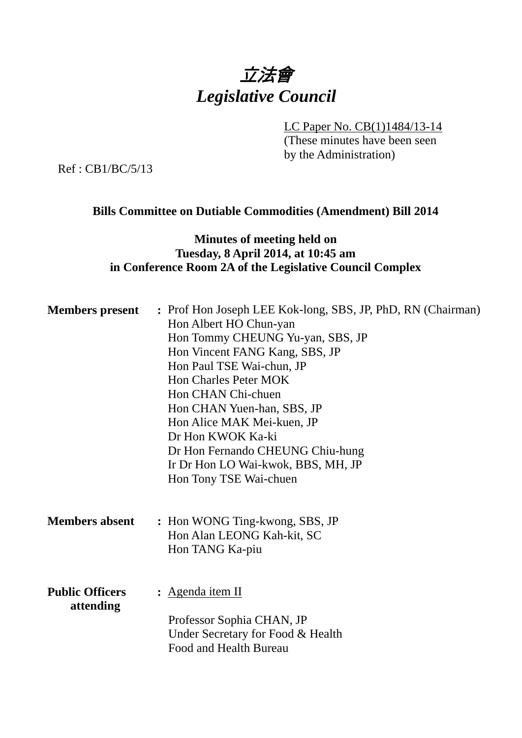# 立法會
# *Legislative Council*

LC Paper No. CB(1)1484/13-14
(These minutes have been seen by the Administration)

Ref : CB1/BC/5/13

**Bills Committee on Dutiable Commodities (Amendment) Bill 2014**

**Minutes of meeting held on**
**Tuesday, 8 April 2014, at 10:45 am**
**in Conference Room 2A of the Legislative Council Complex**

**Members present** : Prof Hon Joseph LEE Kok-long, SBS, JP, PhD, RN (Chairman)
Hon Albert HO Chun-yan
Hon Tommy CHEUNG Yu-yan, SBS, JP
Hon Vincent FANG Kang, SBS, JP
Hon Paul TSE Wai-chun, JP
Hon Charles Peter MOK
Hon CHAN Chi-chuen
Hon CHAN Yuen-han, SBS, JP
Hon Alice MAK Mei-kuen, JP
Dr Hon KWOK Ka-ki
Dr Hon Fernando CHEUNG Chiu-hung
Ir Dr Hon LO Wai-kwok, BBS, MH, JP
Hon Tony TSE Wai-chuen

**Members absent** : Hon WONG Ting-kwong, SBS, JP
Hon Alan LEONG Kah-kit, SC
Hon TANG Ka-piu

**Public Officers attending** : Agenda item II

Professor Sophia CHAN, JP
Under Secretary for Food & Health
Food and Health Bureau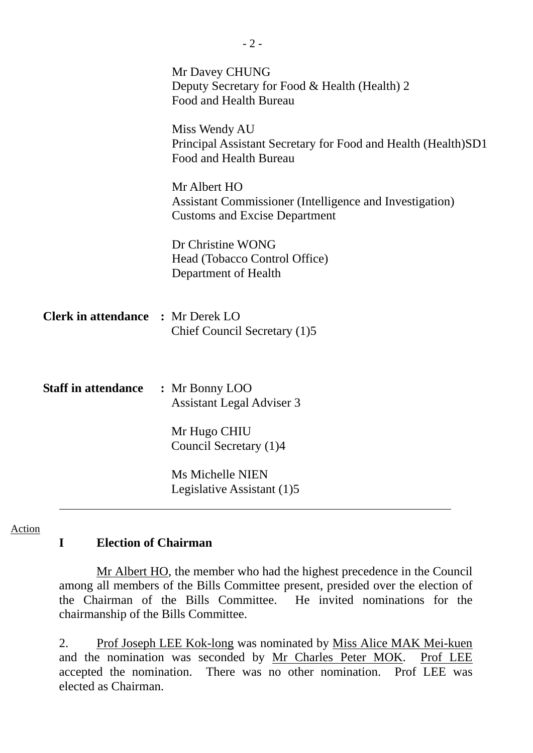Mr Davey CHUNG
Deputy Secretary for Food & Health (Health) 2
Food and Health Bureau

Miss Wendy AU
Principal Assistant Secretary for Food and Health (Health)SD1
Food and Health Bureau

Mr Albert HO
Assistant Commissioner (Intelligence and Investigation)
Customs and Excise Department

Dr Christine WONG
Head (Tobacco Control Office)
Department of Health

**Clerk in attendance :** Mr Derek LO
Chief Council Secretary (1)5

**Staff in attendance :** Mr Bonny LOO
Assistant Legal Adviser 3

Mr Hugo CHIU
Council Secretary (1)4

Ms Michelle NIEN
Legislative Assistant (1)5

---

Action

## I Election of Chairman

Mr Albert HO, the member who had the highest precedence in the Council among all members of the Bills Committee present, presided over the election of the Chairman of the Bills Committee. He invited nominations for the chairmanship of the Bills Committee.

2. Prof Joseph LEE Kok-long was nominated by Miss Alice MAK Mei-kuen and the nomination was seconded by Mr Charles Peter MOK. Prof LEE accepted the nomination. There was no other nomination. Prof LEE was elected as Chairman.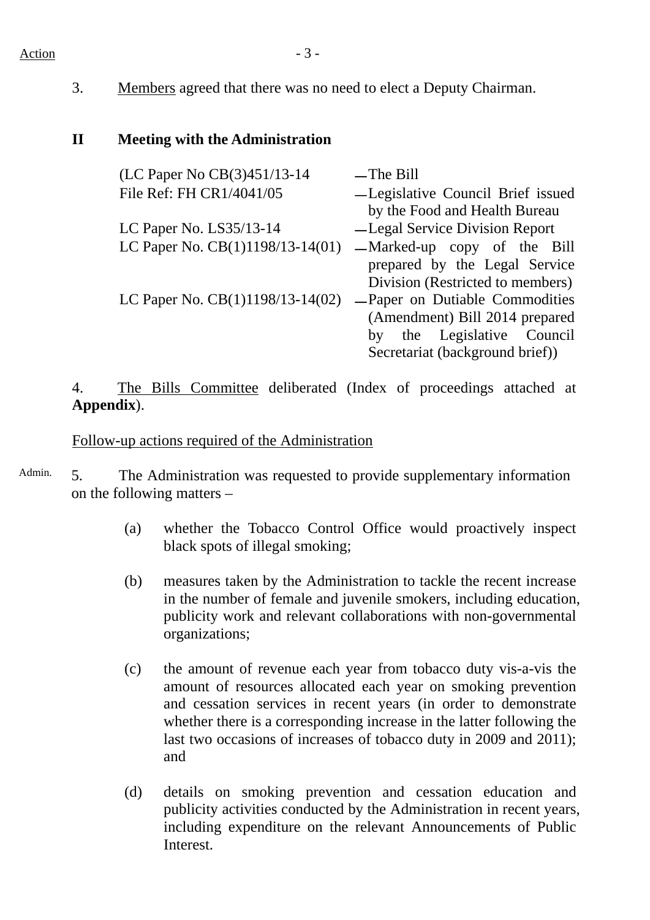Action

3. Members agreed that there was no need to elect a Deputy Chairman.

## II Meeting with the Administration

| | |
|---|---|
| (LC Paper No CB(3)451/13-14 | — The Bill |
| File Ref: FH CR1/4041/05 | — Legislative Council Brief issued by the Food and Health Bureau |
| LC Paper No. LS35/13-14 | — Legal Service Division Report |
| LC Paper No. CB(1)1198/13-14(01) | — Marked-up copy of the Bill prepared by the Legal Service Division (Restricted to members) |
| LC Paper No. CB(1)1198/13-14(02) | — Paper on Dutiable Commodities (Amendment) Bill 2014 prepared by the Legislative Council Secretariat (background brief)) |

4. The Bills Committee deliberated (Index of proceedings attached at **Appendix**).

Follow-up actions required of the Administration

Admin.

5. The Administration was requested to provide supplementary information on the following matters –

(a) whether the Tobacco Control Office would proactively inspect black spots of illegal smoking;

(b) measures taken by the Administration to tackle the recent increase in the number of female and juvenile smokers, including education, publicity work and relevant collaborations with non-governmental organizations;

(c) the amount of revenue each year from tobacco duty vis-a-vis the amount of resources allocated each year on smoking prevention and cessation services in recent years (in order to demonstrate whether there is a corresponding increase in the latter following the last two occasions of increases of tobacco duty in 2009 and 2011); and

(d) details on smoking prevention and cessation education and publicity activities conducted by the Administration in recent years, including expenditure on the relevant Announcements of Public Interest.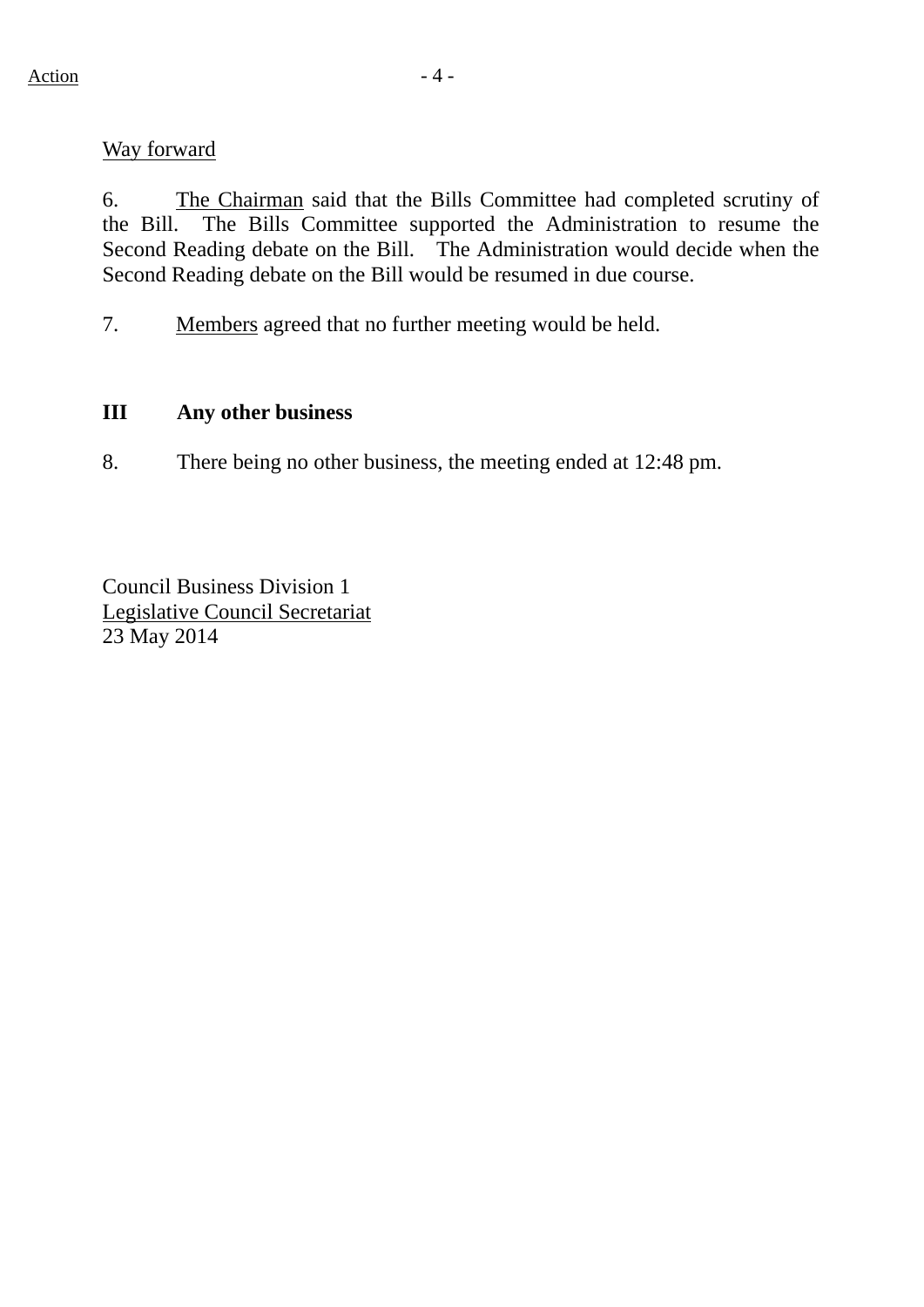Way forward

6. The Chairman said that the Bills Committee had completed scrutiny of the Bill. The Bills Committee supported the Administration to resume the Second Reading debate on the Bill. The Administration would decide when the Second Reading debate on the Bill would be resumed in due course.

7. Members agreed that no further meeting would be held.

**III Any other business**

8. There being no other business, the meeting ended at 12:48 pm.

Council Business Division 1
Legislative Council Secretariat
23 May 2014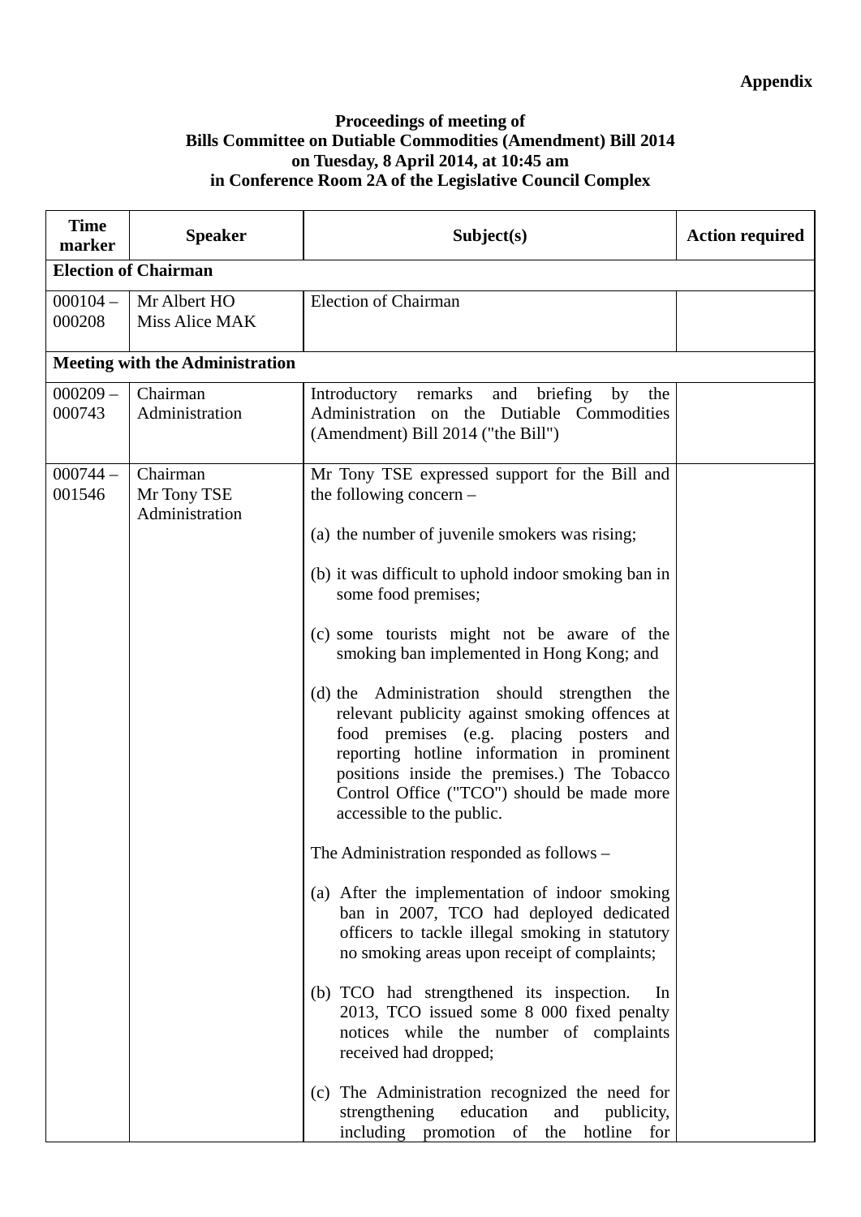**Appendix**

**Proceedings of meeting of**
**Bills Committee on Dutiable Commodities (Amendment) Bill 2014**
**on Tuesday, 8 April 2014, at 10:45 am**
**in Conference Room 2A of the Legislative Council Complex**

| Time marker | Speaker | Subject(s) | Action required |
|---|---|---|---|
| **Election of Chairman** | | | |
| 000104 – 000208 | Mr Albert HO<br>Miss Alice MAK | Election of Chairman | |
| **Meeting with the Administration** | | | |
| 000209 – 000743 | Chairman<br>Administration | Introductory remarks and briefing by the Administration on the Dutiable Commodities (Amendment) Bill 2014 ("the Bill") | |
| 000744 – 001546 | Chairman<br>Mr Tony TSE<br>Administration | Mr Tony TSE expressed support for the Bill and the following concern –<br><br>(a) the number of juvenile smokers was rising;<br><br>(b) it was difficult to uphold indoor smoking ban in some food premises;<br><br>(c) some tourists might not be aware of the smoking ban implemented in Hong Kong; and<br><br>(d) the Administration should strengthen the relevant publicity against smoking offences at food premises (e.g. placing posters and reporting hotline information in prominent positions inside the premises.) The Tobacco Control Office ("TCO") should be made more accessible to the public.<br><br>The Administration responded as follows –<br><br>(a) After the implementation of indoor smoking ban in 2007, TCO had deployed dedicated officers to tackle illegal smoking in statutory no smoking areas upon receipt of complaints;<br><br>(b) TCO had strengthened its inspection. In 2013, TCO issued some 8 000 fixed penalty notices while the number of complaints received had dropped;<br><br>(c) The Administration recognized the need for strengthening education and publicity, including promotion of the hotline for | |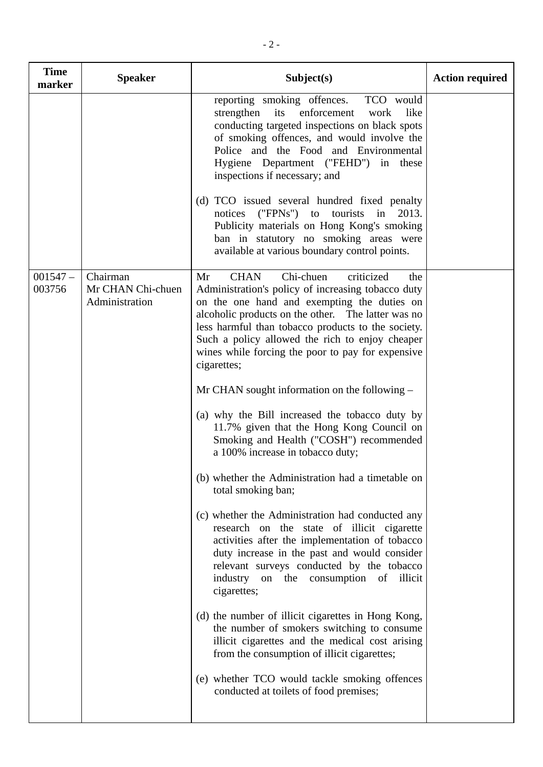| Time marker | Speaker | Subject(s) | Action required |
|---|---|---|---|
| | | reporting smoking offences. TCO would strengthen its enforcement work like conducting targeted inspections on black spots of smoking offences, and would involve the Police and the Food and Environmental Hygiene Department ("FEHD") in these inspections if necessary; and<br><br>(d) TCO issued several hundred fixed penalty notices ("FPNs") to tourists in 2013. Publicity materials on Hong Kong's smoking ban in statutory no smoking areas were available at various boundary control points. | |
| 001547 – 003756 | Chairman<br>Mr CHAN Chi-chuen<br>Administration | Mr CHAN Chi-chuen criticized the Administration's policy of increasing tobacco duty on the one hand and exempting the duties on alcoholic products on the other. The latter was no less harmful than tobacco products to the society. Such a policy allowed the rich to enjoy cheaper wines while forcing the poor to pay for expensive cigarettes;<br><br>Mr CHAN sought information on the following –<br><br>(a) why the Bill increased the tobacco duty by 11.7% given that the Hong Kong Council on Smoking and Health ("COSH") recommended a 100% increase in tobacco duty;<br><br>(b) whether the Administration had a timetable on total smoking ban;<br><br>(c) whether the Administration had conducted any research on the state of illicit cigarette activities after the implementation of tobacco duty increase in the past and would consider relevant surveys conducted by the tobacco industry on the consumption of illicit cigarettes;<br><br>(d) the number of illicit cigarettes in Hong Kong, the number of smokers switching to consume illicit cigarettes and the medical cost arising from the consumption of illicit cigarettes;<br><br>(e) whether TCO would tackle smoking offences conducted at toilets of food premises; | |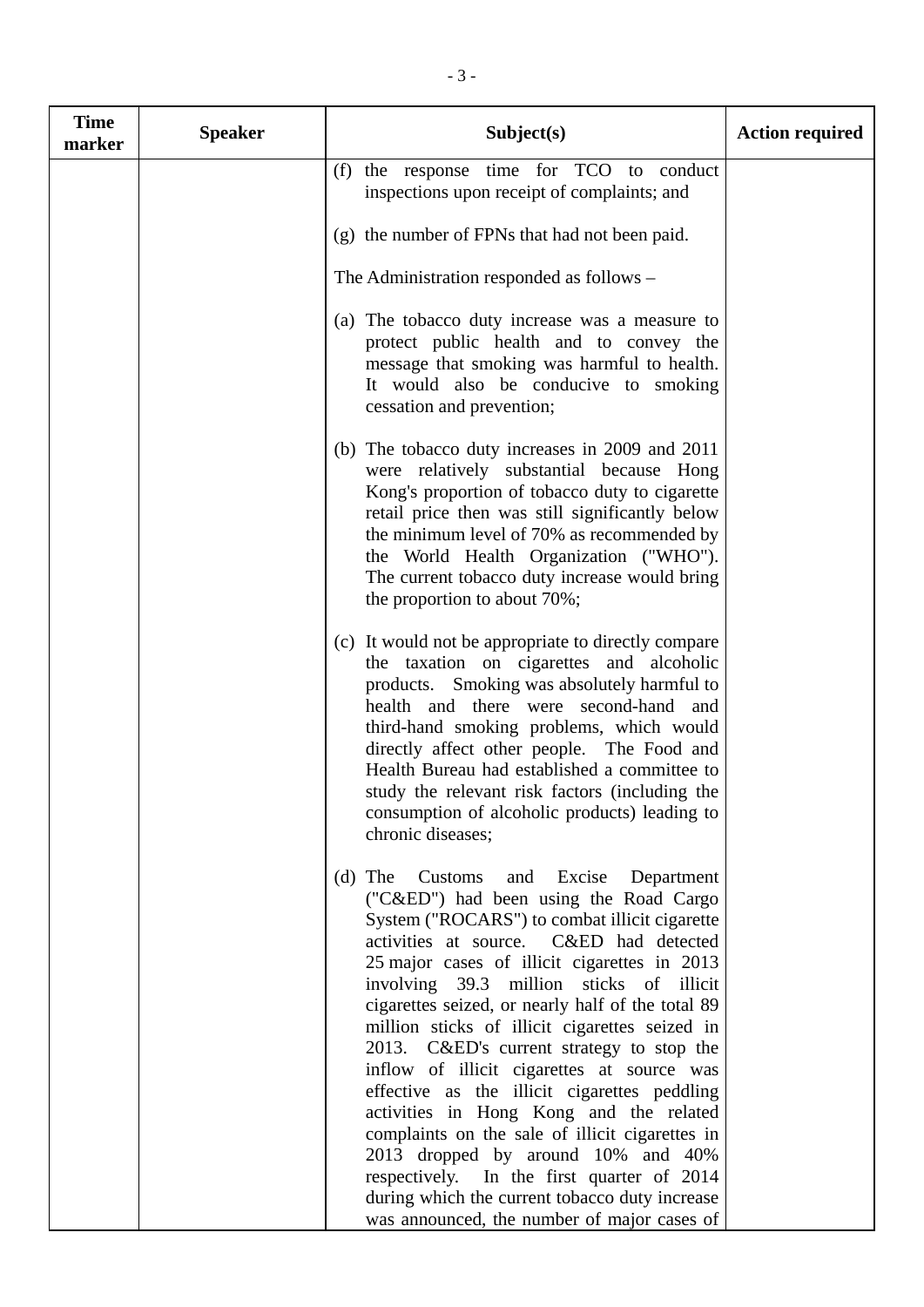| Time marker | Speaker | Subject(s) | Action required |
|---|---|---|---|
| | | (f) the response time for TCO to conduct inspections upon receipt of complaints; and<br><br>(g) the number of FPNs that had not been paid.<br><br>The Administration responded as follows –<br><br>(a) The tobacco duty increase was a measure to protect public health and to convey the message that smoking was harmful to health. It would also be conducive to smoking cessation and prevention;<br><br>(b) The tobacco duty increases in 2009 and 2011 were relatively substantial because Hong Kong's proportion of tobacco duty to cigarette retail price then was still significantly below the minimum level of 70% as recommended by the World Health Organization ("WHO"). The current tobacco duty increase would bring the proportion to about 70%;<br><br>(c) It would not be appropriate to directly compare the taxation on cigarettes and alcoholic products. Smoking was absolutely harmful to health and there were second-hand and third-hand smoking problems, which would directly affect other people. The Food and Health Bureau had established a committee to study the relevant risk factors (including the consumption of alcoholic products) leading to chronic diseases;<br><br>(d) The Customs and Excise Department ("C&ED") had been using the Road Cargo System ("ROCARS") to combat illicit cigarette activities at source. C&ED had detected 25 major cases of illicit cigarettes in 2013 involving 39.3 million sticks of illicit cigarettes seized, or nearly half of the total 89 million sticks of illicit cigarettes seized in 2013. C&ED's current strategy to stop the inflow of illicit cigarettes at source was effective as the illicit cigarettes peddling activities in Hong Kong and the related complaints on the sale of illicit cigarettes in 2013 dropped by around 10% and 40% respectively. In the first quarter of 2014 during which the current tobacco duty increase was announced, the number of major cases of | |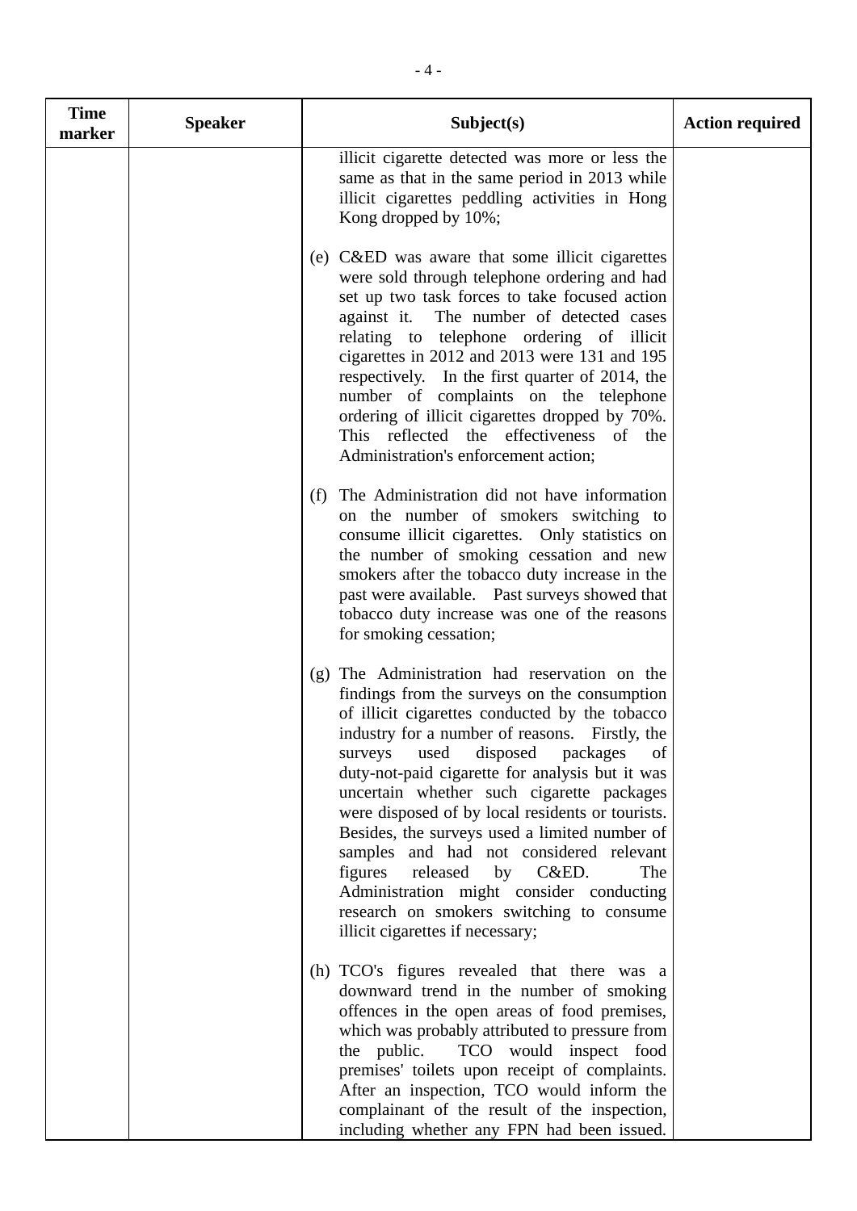| Time marker | Speaker | Subject(s) | Action required |
|---|---|---|---|
| | | illicit cigarette detected was more or less the same as that in the same period in 2013 while illicit cigarettes peddling activities in Hong Kong dropped by 10%;<br><br>(e) C&ED was aware that some illicit cigarettes were sold through telephone ordering and had set up two task forces to take focused action against it. The number of detected cases relating to telephone ordering of illicit cigarettes in 2012 and 2013 were 131 and 195 respectively. In the first quarter of 2014, the number of complaints on the telephone ordering of illicit cigarettes dropped by 70%. This reflected the effectiveness of the Administration's enforcement action;<br><br>(f) The Administration did not have information on the number of smokers switching to consume illicit cigarettes. Only statistics on the number of smoking cessation and new smokers after the tobacco duty increase in the past were available. Past surveys showed that tobacco duty increase was one of the reasons for smoking cessation;<br><br>(g) The Administration had reservation on the findings from the surveys on the consumption of illicit cigarettes conducted by the tobacco industry for a number of reasons. Firstly, the surveys used disposed packages of duty-not-paid cigarette for analysis but it was uncertain whether such cigarette packages were disposed of by local residents or tourists. Besides, the surveys used a limited number of samples and had not considered relevant figures released by C&ED. The Administration might consider conducting research on smokers switching to consume illicit cigarettes if necessary;<br><br>(h) TCO's figures revealed that there was a downward trend in the number of smoking offences in the open areas of food premises, which was probably attributed to pressure from the public. TCO would inspect food premises' toilets upon receipt of complaints. After an inspection, TCO would inform the complainant of the result of the inspection, including whether any FPN had been issued. | |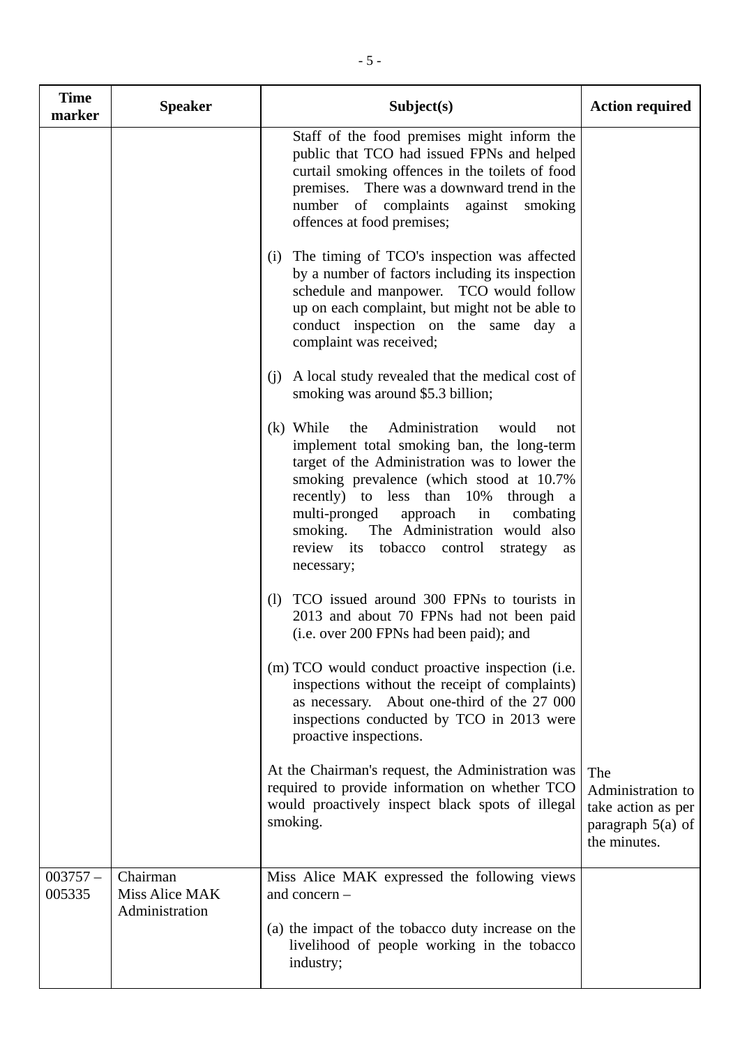| Time marker | Speaker | Subject(s) | Action required |
|---|---|---|---|
| | | Staff of the food premises might inform the public that TCO had issued FPNs and helped curtail smoking offences in the toilets of food premises. There was a downward trend in the number of complaints against smoking offences at food premises;<br><br>(i) The timing of TCO's inspection was affected by a number of factors including its inspection schedule and manpower. TCO would follow up on each complaint, but might not be able to conduct inspection on the same day a complaint was received;<br><br>(j) A local study revealed that the medical cost of smoking was around $5.3 billion;<br><br>(k) While the Administration would not implement total smoking ban, the long-term target of the Administration was to lower the smoking prevalence (which stood at 10.7% recently) to less than 10% through a multi-pronged approach in combating smoking. The Administration would also review its tobacco control strategy as necessary;<br><br>(l) TCO issued around 300 FPNs to tourists in 2013 and about 70 FPNs had not been paid (i.e. over 200 FPNs had been paid); and<br><br>(m) TCO would conduct proactive inspection (i.e. inspections without the receipt of complaints) as necessary. About one-third of the 27 000 inspections conducted by TCO in 2013 were proactive inspections.<br><br>At the Chairman's request, the Administration was required to provide information on whether TCO would proactively inspect black spots of illegal smoking. | The Administration to take action as per paragraph 5(a) of the minutes. |
| 003757 – 005335 | Chairman<br>Miss Alice MAK<br>Administration | Miss Alice MAK expressed the following views and concern –<br><br>(a) the impact of the tobacco duty increase on the livelihood of people working in the tobacco industry; | |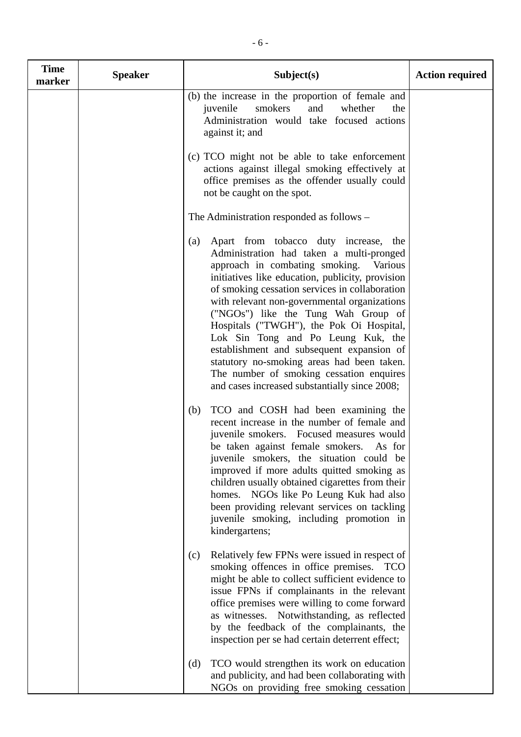| Time marker | Speaker | Subject(s) | Action required |
|---|---|---|---|
| | | (b) the increase in the proportion of female and juvenile smokers and whether the Administration would take focused actions against it; and<br><br>(c) TCO might not be able to take enforcement actions against illegal smoking effectively at office premises as the offender usually could not be caught on the spot.<br><br>The Administration responded as follows –<br><br>(a) Apart from tobacco duty increase, the Administration had taken a multi-pronged approach in combating smoking. Various initiatives like education, publicity, provision of smoking cessation services in collaboration with relevant non-governmental organizations ("NGOs") like the Tung Wah Group of Hospitals ("TWGH"), the Pok Oi Hospital, Lok Sin Tong and Po Leung Kuk, the establishment and subsequent expansion of statutory no-smoking areas had been taken. The number of smoking cessation enquires and cases increased substantially since 2008;<br><br>(b) TCO and COSH had been examining the recent increase in the number of female and juvenile smokers. Focused measures would be taken against female smokers. As for juvenile smokers, the situation could be improved if more adults quitted smoking as children usually obtained cigarettes from their homes. NGOs like Po Leung Kuk had also been providing relevant services on tackling juvenile smoking, including promotion in kindergartens;<br><br>(c) Relatively few FPNs were issued in respect of smoking offences in office premises. TCO might be able to collect sufficient evidence to issue FPNs if complainants in the relevant office premises were willing to come forward as witnesses. Notwithstanding, as reflected by the feedback of the complainants, the inspection per se had certain deterrent effect;<br><br>(d) TCO would strengthen its work on education and publicity, and had been collaborating with NGOs on providing free smoking cessation | |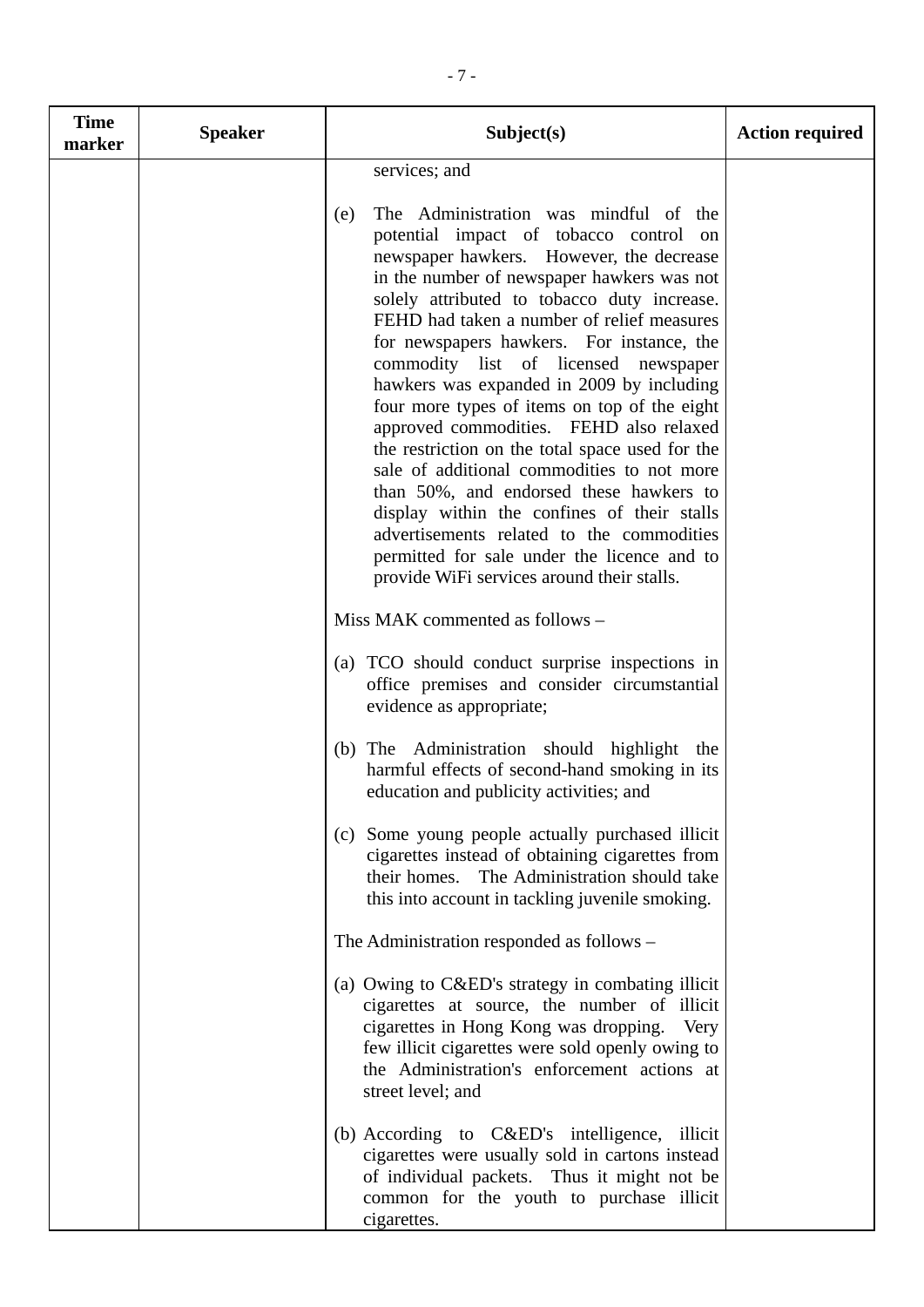| Time marker | Speaker | Subject(s) | Action required |
|---|---|---|---|
| | | services; and<br><br>(e) The Administration was mindful of the potential impact of tobacco control on newspaper hawkers. However, the decrease in the number of newspaper hawkers was not solely attributed to tobacco duty increase. FEHD had taken a number of relief measures for newspapers hawkers. For instance, the commodity list of licensed newspaper hawkers was expanded in 2009 by including four more types of items on top of the eight approved commodities. FEHD also relaxed the restriction on the total space used for the sale of additional commodities to not more than 50%, and endorsed these hawkers to display within the confines of their stalls advertisements related to the commodities permitted for sale under the licence and to provide WiFi services around their stalls.<br><br>Miss MAK commented as follows –<br><br>(a) TCO should conduct surprise inspections in office premises and consider circumstantial evidence as appropriate;<br><br>(b) The Administration should highlight the harmful effects of second-hand smoking in its education and publicity activities; and<br><br>(c) Some young people actually purchased illicit cigarettes instead of obtaining cigarettes from their homes. The Administration should take this into account in tackling juvenile smoking.<br><br>The Administration responded as follows –<br><br>(a) Owing to C&ED's strategy in combating illicit cigarettes at source, the number of illicit cigarettes in Hong Kong was dropping. Very few illicit cigarettes were sold openly owing to the Administration's enforcement actions at street level; and<br><br>(b) According to C&ED's intelligence, illicit cigarettes were usually sold in cartons instead of individual packets. Thus it might not be common for the youth to purchase illicit cigarettes. | |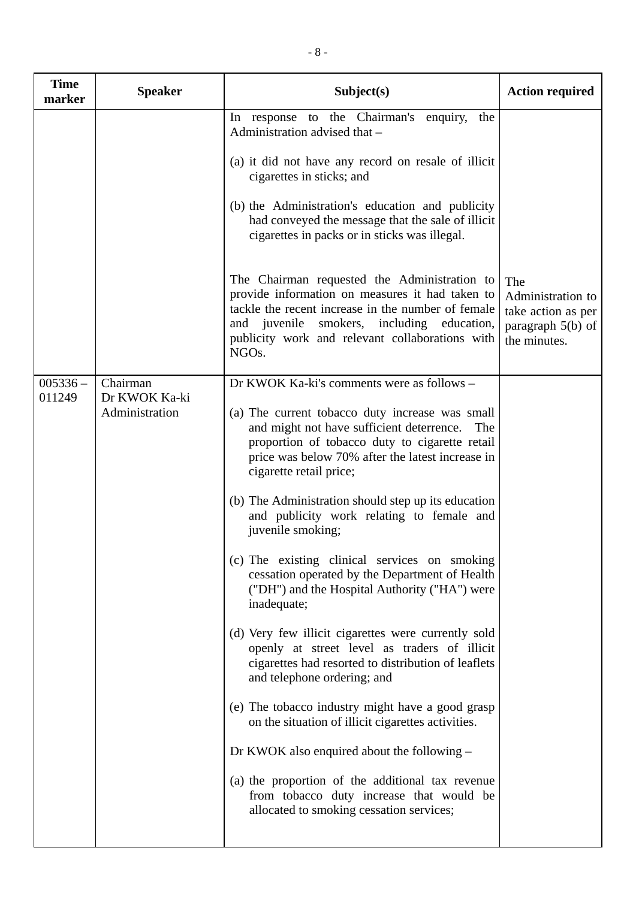| Time marker | Speaker | Subject(s) | Action required |
|---|---|---|---|
| | | In response to the Chairman's enquiry, the Administration advised that –<br><br>(a) it did not have any record on resale of illicit cigarettes in sticks; and<br><br>(b) the Administration's education and publicity had conveyed the message that the sale of illicit cigarettes in packs or in sticks was illegal.<br><br>The Chairman requested the Administration to provide information on measures it had taken to tackle the recent increase in the number of female and juvenile smokers, including education, publicity work and relevant collaborations with NGOs. | The Administration to take action as per paragraph 5(b) of the minutes. |
| 005336 – 011249 | Chairman<br>Dr KWOK Ka-ki<br>Administration | Dr KWOK Ka-ki's comments were as follows –<br><br>(a) The current tobacco duty increase was small and might not have sufficient deterrence. The proportion of tobacco duty to cigarette retail price was below 70% after the latest increase in cigarette retail price;<br><br>(b) The Administration should step up its education and publicity work relating to female and juvenile smoking;<br><br>(c) The existing clinical services on smoking cessation operated by the Department of Health ("DH") and the Hospital Authority ("HA") were inadequate;<br><br>(d) Very few illicit cigarettes were currently sold openly at street level as traders of illicit cigarettes had resorted to distribution of leaflets and telephone ordering; and<br><br>(e) The tobacco industry might have a good grasp on the situation of illicit cigarettes activities.<br><br>Dr KWOK also enquired about the following –<br><br>(a) the proportion of the additional tax revenue from tobacco duty increase that would be allocated to smoking cessation services; | |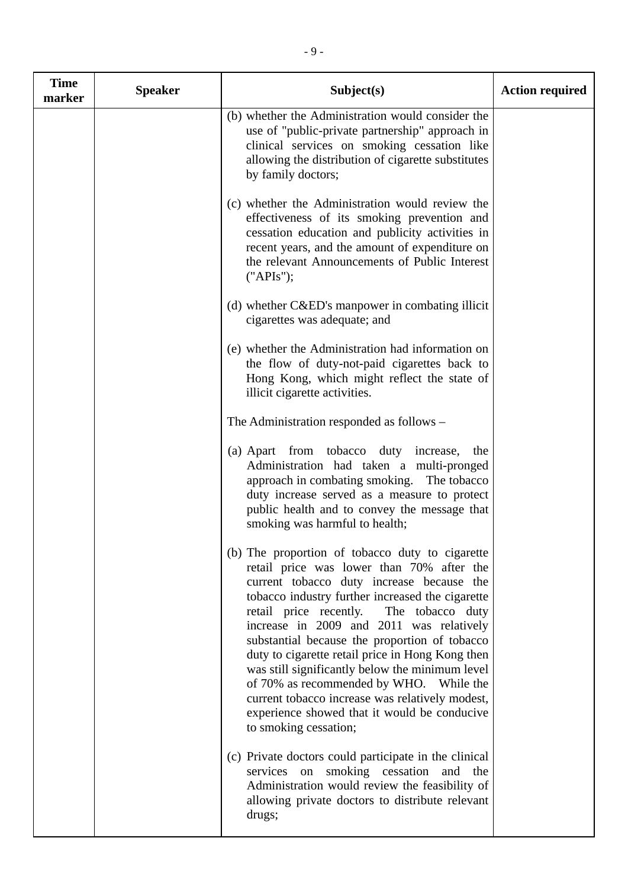| Time marker | Speaker | Subject(s) | Action required |
|---|---|---|---|
| | | (b) whether the Administration would consider the use of "public-private partnership" approach in clinical services on smoking cessation like allowing the distribution of cigarette substitutes by family doctors;<br><br>(c) whether the Administration would review the effectiveness of its smoking prevention and cessation education and publicity activities in recent years, and the amount of expenditure on the relevant Announcements of Public Interest ("APIs");<br><br>(d) whether C&ED's manpower in combating illicit cigarettes was adequate; and<br><br>(e) whether the Administration had information on the flow of duty-not-paid cigarettes back to Hong Kong, which might reflect the state of illicit cigarette activities.<br><br>The Administration responded as follows –<br><br>(a) Apart from tobacco duty increase, the Administration had taken a multi-pronged approach in combating smoking. The tobacco duty increase served as a measure to protect public health and to convey the message that smoking was harmful to health;<br><br>(b) The proportion of tobacco duty to cigarette retail price was lower than 70% after the current tobacco duty increase because the tobacco industry further increased the cigarette retail price recently. The tobacco duty increase in 2009 and 2011 was relatively substantial because the proportion of tobacco duty to cigarette retail price in Hong Kong then was still significantly below the minimum level of 70% as recommended by WHO. While the current tobacco increase was relatively modest, experience showed that it would be conducive to smoking cessation;<br><br>(c) Private doctors could participate in the clinical services on smoking cessation and the Administration would review the feasibility of allowing private doctors to distribute relevant drugs; | |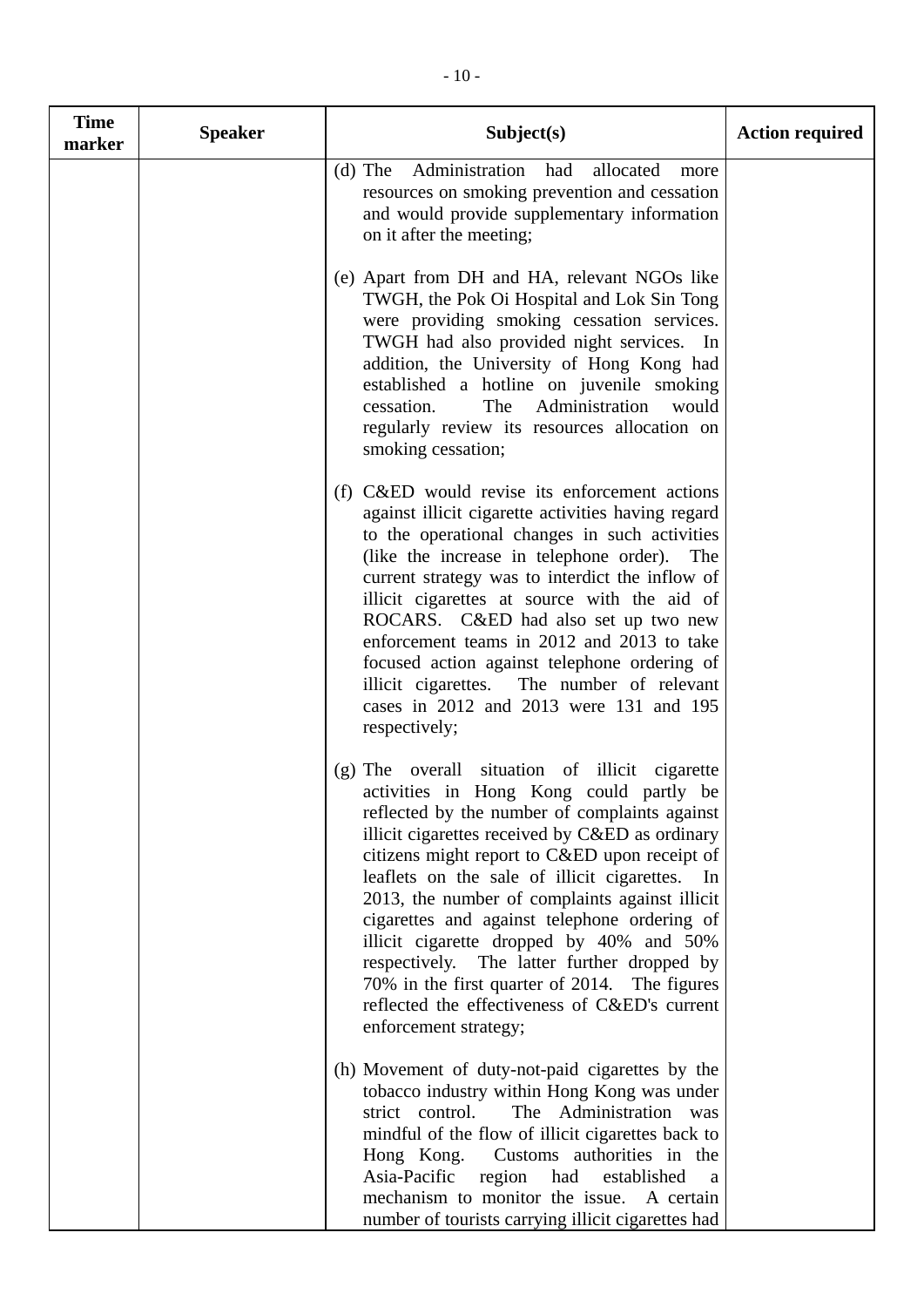| Time marker | Speaker | Subject(s) | Action required |
|---|---|---|---|
| | | (d) The Administration had allocated more resources on smoking prevention and cessation and would provide supplementary information on it after the meeting;<br><br>(e) Apart from DH and HA, relevant NGOs like TWGH, the Pok Oi Hospital and Lok Sin Tong were providing smoking cessation services. TWGH had also provided night services. In addition, the University of Hong Kong had established a hotline on juvenile smoking cessation. The Administration would regularly review its resources allocation on smoking cessation;<br><br>(f) C&ED would revise its enforcement actions against illicit cigarette activities having regard to the operational changes in such activities (like the increase in telephone order). The current strategy was to interdict the inflow of illicit cigarettes at source with the aid of ROCARS. C&ED had also set up two new enforcement teams in 2012 and 2013 to take focused action against telephone ordering of illicit cigarettes. The number of relevant cases in 2012 and 2013 were 131 and 195 respectively;<br><br>(g) The overall situation of illicit cigarette activities in Hong Kong could partly be reflected by the number of complaints against illicit cigarettes received by C&ED as ordinary citizens might report to C&ED upon receipt of leaflets on the sale of illicit cigarettes. In 2013, the number of complaints against illicit cigarettes and against telephone ordering of illicit cigarette dropped by 40% and 50% respectively. The latter further dropped by 70% in the first quarter of 2014. The figures reflected the effectiveness of C&ED's current enforcement strategy;<br><br>(h) Movement of duty-not-paid cigarettes by the tobacco industry within Hong Kong was under strict control. The Administration was mindful of the flow of illicit cigarettes back to Hong Kong. Customs authorities in the Asia-Pacific region had established a mechanism to monitor the issue. A certain number of tourists carrying illicit cigarettes had | |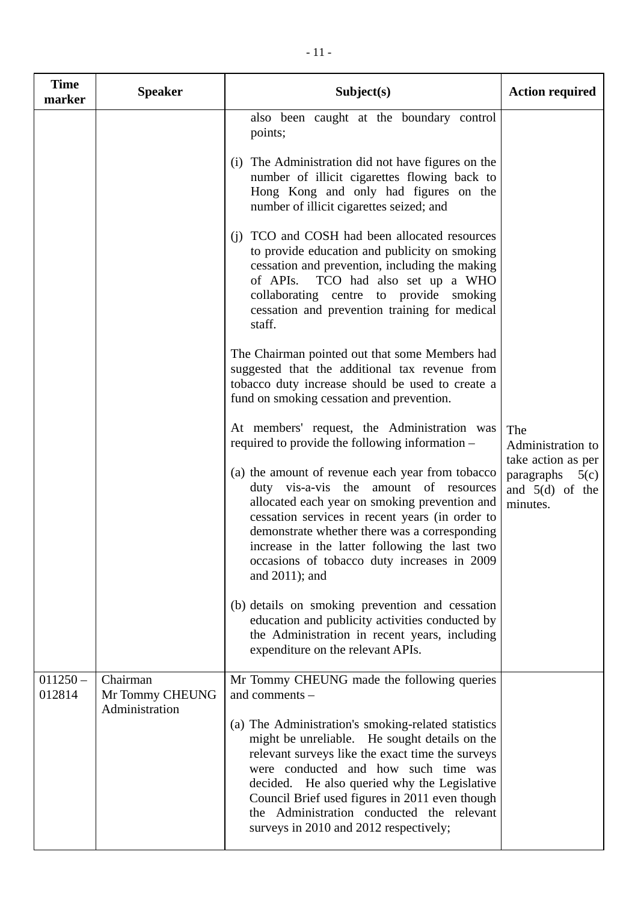| Time marker | Speaker | Subject(s) | Action required |
|---|---|---|---|
| | | also been caught at the boundary control points;<br><br>(i) The Administration did not have figures on the number of illicit cigarettes flowing back to Hong Kong and only had figures on the number of illicit cigarettes seized; and<br><br>(j) TCO and COSH had been allocated resources to provide education and publicity on smoking cessation and prevention, including the making of APIs. TCO had also set up a WHO collaborating centre to provide smoking cessation and prevention training for medical staff.<br><br>The Chairman pointed out that some Members had suggested that the additional tax revenue from tobacco duty increase should be used to create a fund on smoking cessation and prevention.<br><br>At members' request, the Administration was required to provide the following information –<br><br>(a) the amount of revenue each year from tobacco duty vis-a-vis the amount of resources allocated each year on smoking prevention and cessation services in recent years (in order to demonstrate whether there was a corresponding increase in the latter following the last two occasions of tobacco duty increases in 2009 and 2011); and<br><br>(b) details on smoking prevention and cessation education and publicity activities conducted by the Administration in recent years, including expenditure on the relevant APIs. | The Administration to take action as per paragraphs 5(c) and 5(d) of the minutes. |
| 011250 – 012814 | Chairman<br>Mr Tommy CHEUNG<br>Administration | Mr Tommy CHEUNG made the following queries and comments –<br><br>(a) The Administration's smoking-related statistics might be unreliable. He sought details on the relevant surveys like the exact time the surveys were conducted and how such time was decided. He also queried why the Legislative Council Brief used figures in 2011 even though the Administration conducted the relevant surveys in 2010 and 2012 respectively; | |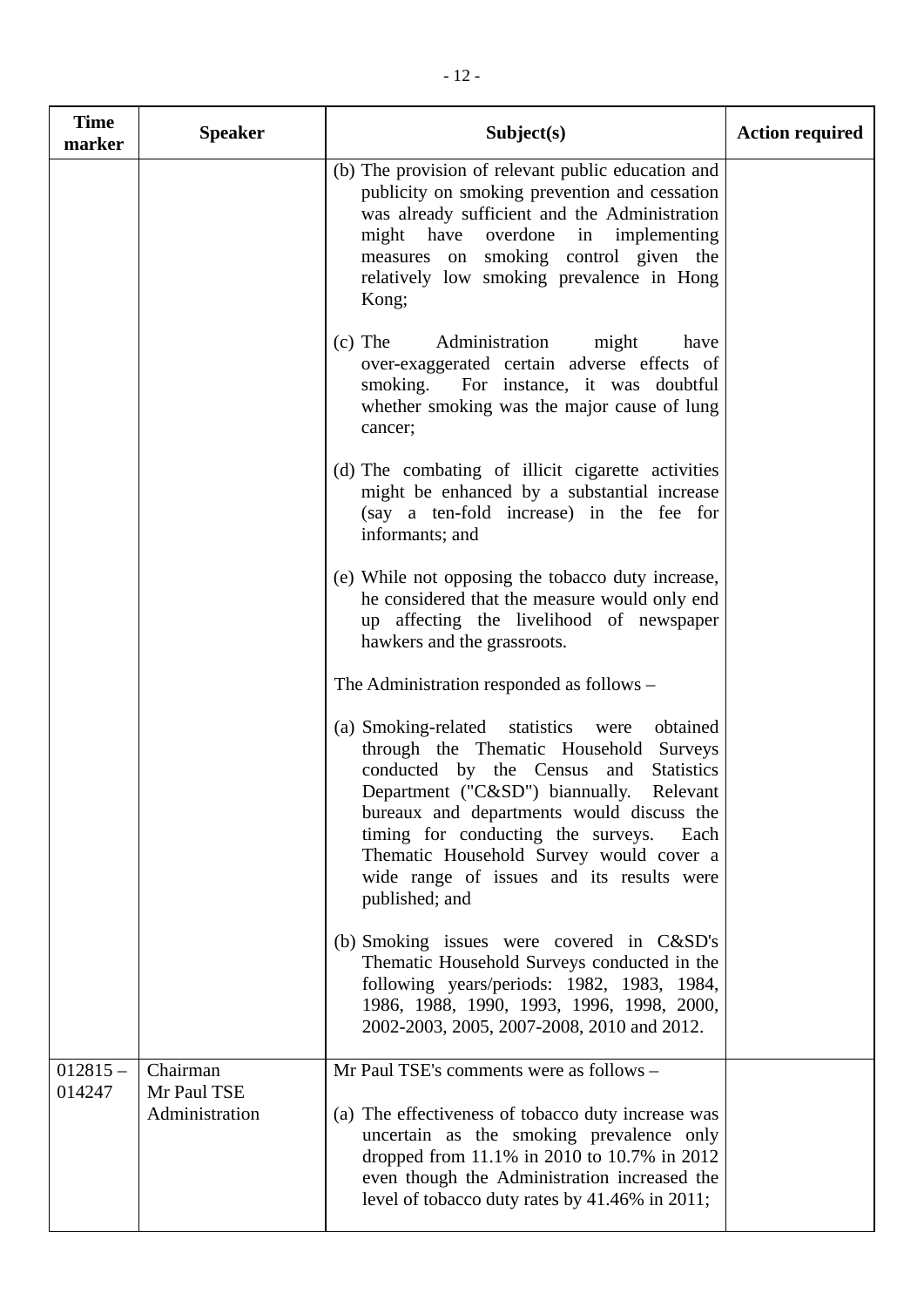| Time marker | Speaker | Subject(s) | Action required |
|---|---|---|---|
| | | (b) The provision of relevant public education and publicity on smoking prevention and cessation was already sufficient and the Administration might have overdone in implementing measures on smoking control given the relatively low smoking prevalence in Hong Kong;<br><br>(c) The Administration might have over-exaggerated certain adverse effects of smoking. For instance, it was doubtful whether smoking was the major cause of lung cancer;<br><br>(d) The combating of illicit cigarette activities might be enhanced by a substantial increase (say a ten-fold increase) in the fee for informants; and<br><br>(e) While not opposing the tobacco duty increase, he considered that the measure would only end up affecting the livelihood of newspaper hawkers and the grassroots.<br><br>The Administration responded as follows –<br><br>(a) Smoking-related statistics were obtained through the Thematic Household Surveys conducted by the Census and Statistics Department ("C&SD") biannually. Relevant bureaux and departments would discuss the timing for conducting the surveys. Each Thematic Household Survey would cover a wide range of issues and its results were published; and<br><br>(b) Smoking issues were covered in C&SD's Thematic Household Surveys conducted in the following years/periods: 1982, 1983, 1984, 1986, 1988, 1990, 1993, 1996, 1998, 2000, 2002-2003, 2005, 2007-2008, 2010 and 2012. | |
| 012815 – 014247 | Chairman<br>Mr Paul TSE<br>Administration | Mr Paul TSE's comments were as follows –<br><br>(a) The effectiveness of tobacco duty increase was uncertain as the smoking prevalence only dropped from 11.1% in 2010 to 10.7% in 2012 even though the Administration increased the level of tobacco duty rates by 41.46% in 2011; | |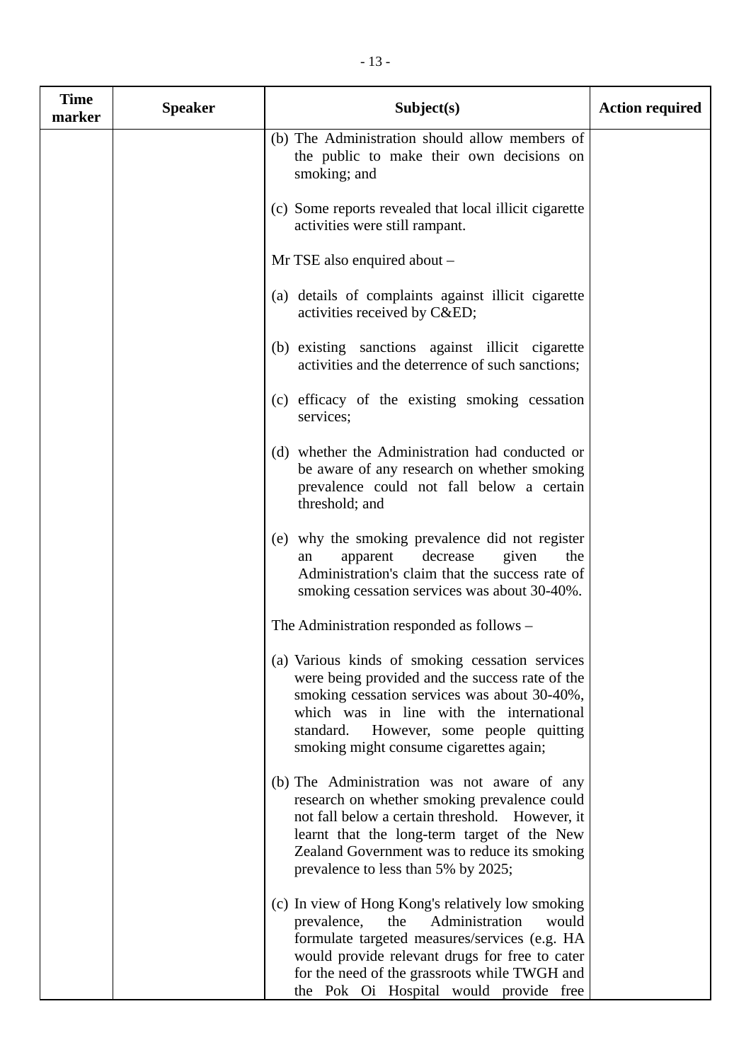| Time marker | Speaker | Subject(s) | Action required |
|---|---|---|---|
| | | (b) The Administration should allow members of the public to make their own decisions on smoking; and<br><br>(c) Some reports revealed that local illicit cigarette activities were still rampant.<br><br>Mr TSE also enquired about –<br><br>(a) details of complaints against illicit cigarette activities received by C&ED;<br><br>(b) existing sanctions against illicit cigarette activities and the deterrence of such sanctions;<br><br>(c) efficacy of the existing smoking cessation services;<br><br>(d) whether the Administration had conducted or be aware of any research on whether smoking prevalence could not fall below a certain threshold; and<br><br>(e) why the smoking prevalence did not register an apparent decrease given the Administration's claim that the success rate of smoking cessation services was about 30-40%.<br><br>The Administration responded as follows –<br><br>(a) Various kinds of smoking cessation services were being provided and the success rate of the smoking cessation services was about 30-40%, which was in line with the international standard. However, some people quitting smoking might consume cigarettes again;<br><br>(b) The Administration was not aware of any research on whether smoking prevalence could not fall below a certain threshold. However, it learnt that the long-term target of the New Zealand Government was to reduce its smoking prevalence to less than 5% by 2025;<br><br>(c) In view of Hong Kong's relatively low smoking prevalence, the Administration would formulate targeted measures/services (e.g. HA would provide relevant drugs for free to cater for the need of the grassroots while TWGH and the Pok Oi Hospital would provide free | |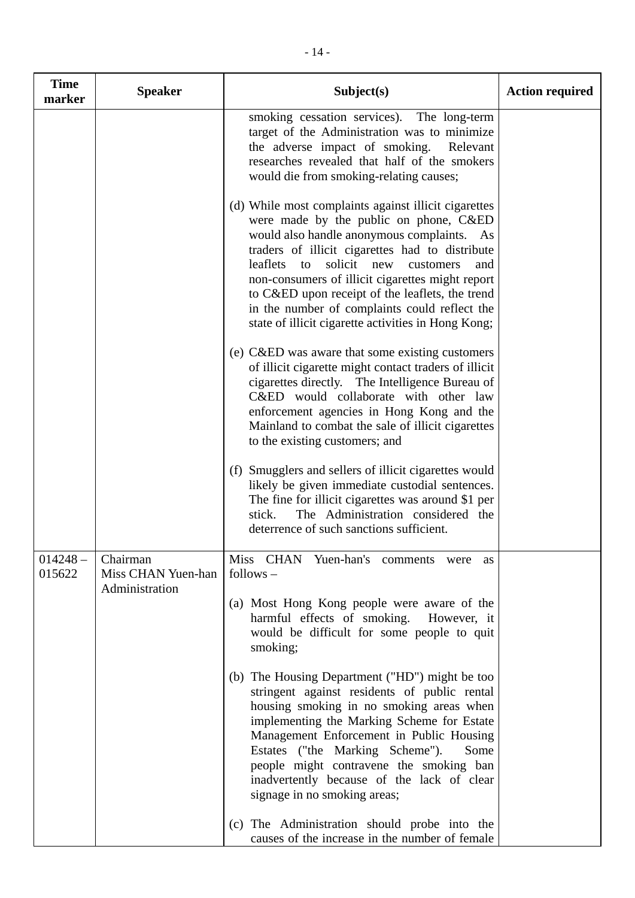| Time marker | Speaker | Subject(s) | Action required |
|---|---|---|---|
| | | smoking cessation services). The long-term target of the Administration was to minimize the adverse impact of smoking. Relevant researches revealed that half of the smokers would die from smoking-relating causes;<br><br>(d) While most complaints against illicit cigarettes were made by the public on phone, C&ED would also handle anonymous complaints. As traders of illicit cigarettes had to distribute leaflets to solicit new customers and non-consumers of illicit cigarettes might report to C&ED upon receipt of the leaflets, the trend in the number of complaints could reflect the state of illicit cigarette activities in Hong Kong;<br><br>(e) C&ED was aware that some existing customers of illicit cigarette might contact traders of illicit cigarettes directly. The Intelligence Bureau of C&ED would collaborate with other law enforcement agencies in Hong Kong and the Mainland to combat the sale of illicit cigarettes to the existing customers; and<br><br>(f) Smugglers and sellers of illicit cigarettes would likely be given immediate custodial sentences. The fine for illicit cigarettes was around $1 per stick. The Administration considered the deterrence of such sanctions sufficient. | |
| 014248 – 015622 | Chairman<br>Miss CHAN Yuen-han<br>Administration | Miss CHAN Yuen-han's comments were as follows –<br><br>(a) Most Hong Kong people were aware of the harmful effects of smoking. However, it would be difficult for some people to quit smoking;<br><br>(b) The Housing Department ("HD") might be too stringent against residents of public rental housing smoking in no smoking areas when implementing the Marking Scheme for Estate Management Enforcement in Public Housing Estates ("the Marking Scheme"). Some people might contravene the smoking ban inadvertently because of the lack of clear signage in no smoking areas;<br><br>(c) The Administration should probe into the causes of the increase in the number of female | |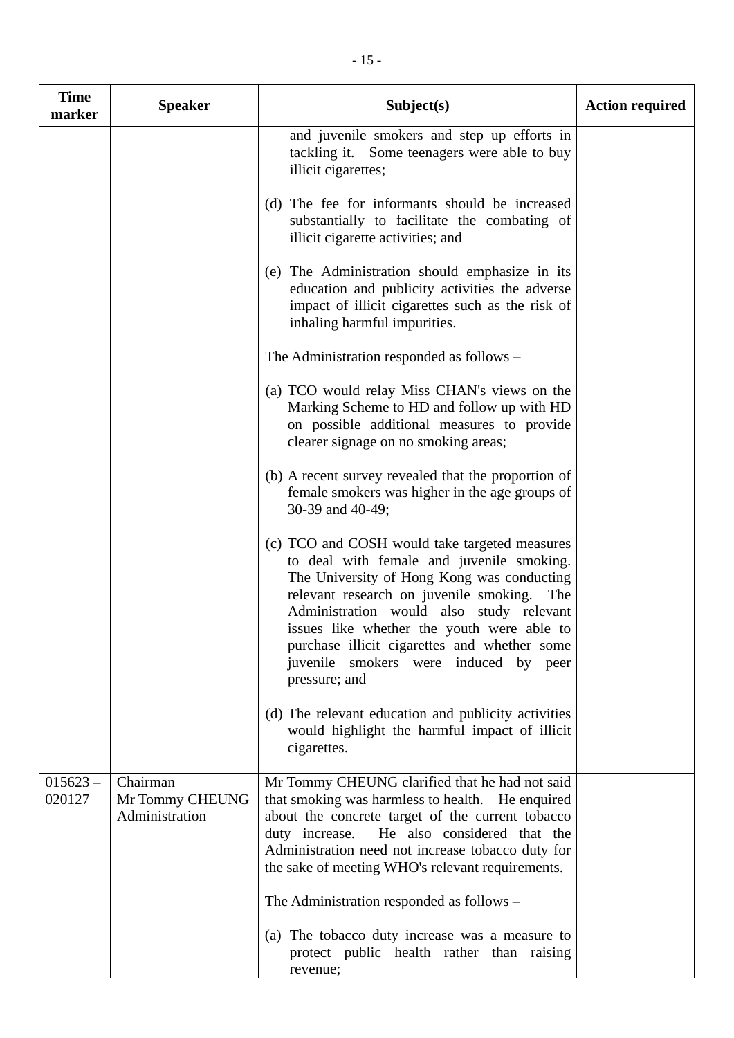| Time marker | Speaker | Subject(s) | Action required |
|---|---|---|---|
| | | and juvenile smokers and step up efforts in tackling it. Some teenagers were able to buy illicit cigarettes;<br><br>(d) The fee for informants should be increased substantially to facilitate the combating of illicit cigarette activities; and<br><br>(e) The Administration should emphasize in its education and publicity activities the adverse impact of illicit cigarettes such as the risk of inhaling harmful impurities.<br><br>The Administration responded as follows –<br><br>(a) TCO would relay Miss CHAN's views on the Marking Scheme to HD and follow up with HD on possible additional measures to provide clearer signage on no smoking areas;<br><br>(b) A recent survey revealed that the proportion of female smokers was higher in the age groups of 30-39 and 40-49;<br><br>(c) TCO and COSH would take targeted measures to deal with female and juvenile smoking. The University of Hong Kong was conducting relevant research on juvenile smoking. The Administration would also study relevant issues like whether the youth were able to purchase illicit cigarettes and whether some juvenile smokers were induced by peer pressure; and<br><br>(d) The relevant education and publicity activities would highlight the harmful impact of illicit cigarettes. | |
| 015623 – 020127 | Chairman<br>Mr Tommy CHEUNG<br>Administration | Mr Tommy CHEUNG clarified that he had not said that smoking was harmless to health. He enquired about the concrete target of the current tobacco duty increase. He also considered that the Administration need not increase tobacco duty for the sake of meeting WHO's relevant requirements.<br><br>The Administration responded as follows –<br><br>(a) The tobacco duty increase was a measure to protect public health rather than raising revenue; | |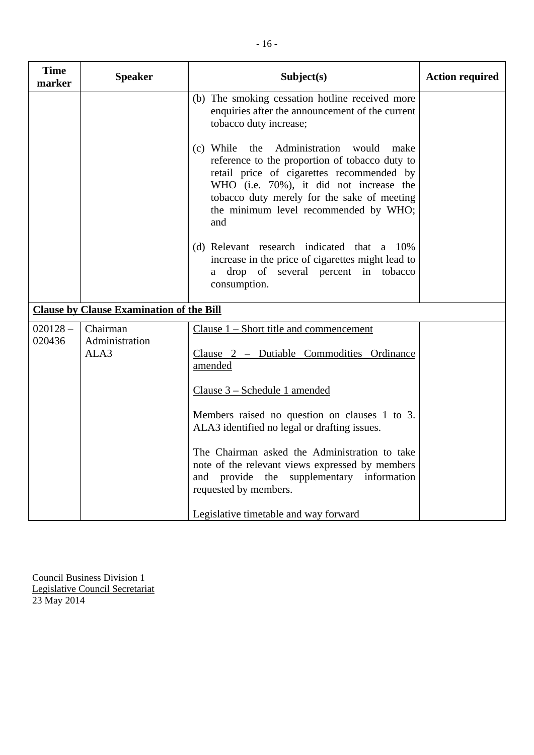| Time marker | Speaker | Subject(s) | Action required |
|---|---|---|---|
| | | (b) The smoking cessation hotline received more enquiries after the announcement of the current tobacco duty increase;<br><br>(c) While the Administration would make reference to the proportion of tobacco duty to retail price of cigarettes recommended by WHO (i.e. 70%), it did not increase the tobacco duty merely for the sake of meeting the minimum level recommended by WHO; and<br><br>(d) Relevant research indicated that a 10% increase in the price of cigarettes might lead to a drop of several percent in tobacco consumption. | |
| **Clause by Clause Examination of the Bill** | | | |
| 020128 – 020436 | Chairman<br>Administration<br>ALA3 | Clause 1 – Short title and commencement<br><br>Clause 2 – Dutiable Commodities Ordinance amended<br><br>Clause 3 – Schedule 1 amended<br><br>Members raised no question on clauses 1 to 3. ALA3 identified no legal or drafting issues.<br><br>The Chairman asked the Administration to take note of the relevant views expressed by members and provide the supplementary information requested by members.<br><br>Legislative timetable and way forward | |

Council Business Division 1
Legislative Council Secretariat
23 May 2014